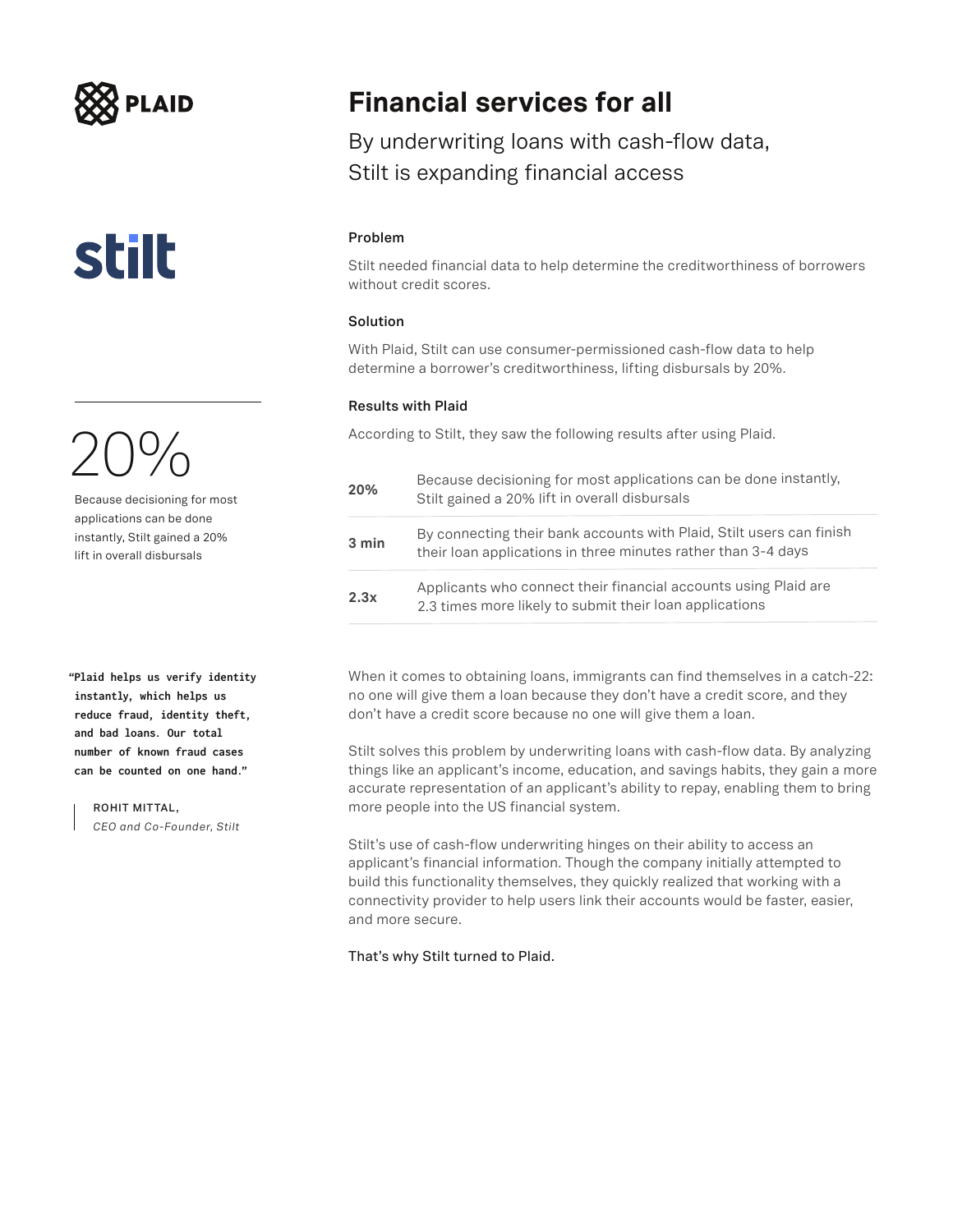PLAID

stilt

# Financial services for all

## By underwriting loans with cash-flow data, Stilt is expanding financial access

### Problem

Stilt needed financial data to help determine the creditworthiness of borrowers without credit scores.

### Solution

With Plaid, Stilt can use consumer-permissioned cash-flow data to help determine a borrower's creditworthiness, lifting disbursals by 20%.

### Results with Plaid

According to Stilt, they saw the following results after using Plaid.

| | |
|---|---|
| **20%** | Because decisioning for most applications can be done instantly, Stilt gained a 20% lift in overall disbursals |
| **3 min** | By connecting their bank accounts with Plaid, Stilt users can finish their loan applications in three minutes rather than 3-4 days |
| **2.3x** | Applicants who connect their financial accounts using Plaid are 2.3 times more likely to submit their loan applications |

20%

Because decisioning for most applications can be done instantly, Stilt gained a 20% lift in overall disbursals

When it comes to obtaining loans, immigrants can find themselves in a catch-22: no one will give them a loan because they don't have a credit score, and they don't have a credit score because no one will give them a loan.

Stilt solves this problem by underwriting loans with cash-flow data. By analyzing things like an applicant's income, education, and savings habits, they gain a more accurate representation of an applicant's ability to repay, enabling them to bring more people into the US financial system.

Stilt's use of cash-flow underwriting hinges on their ability to access an applicant's financial information. Though the company initially attempted to build this functionality themselves, they quickly realized that working with a connectivity provider to help users link their accounts would be faster, easier, and more secure.

That's why Stilt turned to Plaid.

> **"Plaid helps us verify identity instantly, which helps us reduce fraud, identity theft, and bad loans. Our total number of known fraud cases can be counted on one hand."**
>
> ROHIT MITTAL,
> *CEO and Co-Founder, Stilt*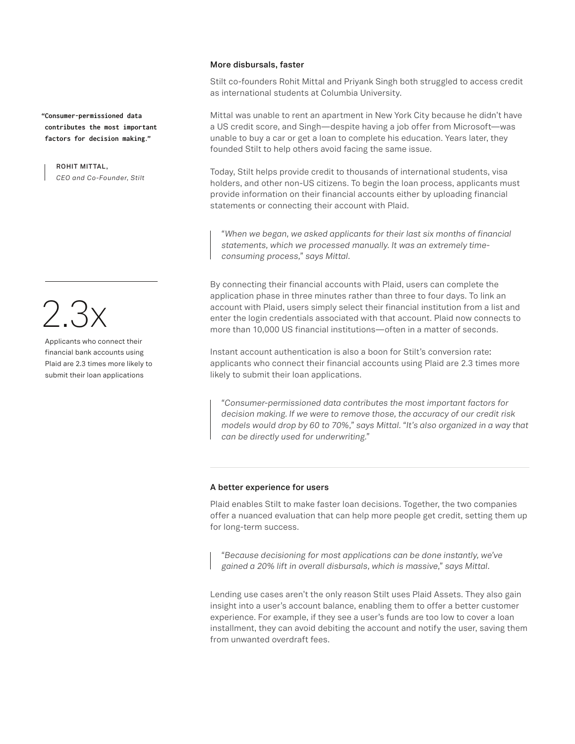## More disbursals, faster

Stilt co-founders Rohit Mittal and Priyank Singh both struggled to access credit as international students at Columbia University.

> **"Consumer-permissioned data contributes the most important factors for decision making."**
>
> ROHIT MITTAL,
> *CEO and Co-Founder, Stilt*

Mittal was unable to rent an apartment in New York City because he didn't have a US credit score, and Singh—despite having a job offer from Microsoft—was unable to buy a car or get a loan to complete his education. Years later, they founded Stilt to help others avoid facing the same issue.

Today, Stilt helps provide credit to thousands of international students, visa holders, and other non-US citizens. To begin the loan process, applicants must provide information on their financial accounts either by uploading financial statements or connecting their account with Plaid.

> *"When we began, we asked applicants for their last six months of financial statements, which we processed manually. It was an extremely time-consuming process," says Mittal.*

By connecting their financial accounts with Plaid, users can complete the application phase in three minutes rather than three to four days. To link an account with Plaid, users simply select their financial institution from a list and enter the login credentials associated with that account. Plaid now connects to more than 10,000 US financial institutions—often in a matter of seconds.

**2.3x**

Applicants who connect their financial bank accounts using Plaid are 2.3 times more likely to submit their loan applications

Instant account authentication is also a boon for Stilt's conversion rate: applicants who connect their financial accounts using Plaid are 2.3 times more likely to submit their loan applications.

> *"Consumer-permissioned data contributes the most important factors for decision making. If we were to remove those, the accuracy of our credit risk models would drop by 60 to 70%," says Mittal. "It's also organized in a way that can be directly used for underwriting."*

---

## A better experience for users

Plaid enables Stilt to make faster loan decisions. Together, the two companies offer a nuanced evaluation that can help more people get credit, setting them up for long-term success.

> *"Because decisioning for most applications can be done instantly, we've gained a 20% lift in overall disbursals, which is massive," says Mittal.*

Lending use cases aren't the only reason Stilt uses Plaid Assets. They also gain insight into a user's account balance, enabling them to offer a better customer experience. For example, if they see a user's funds are too low to cover a loan installment, they can avoid debiting the account and notify the user, saving them from unwanted overdraft fees.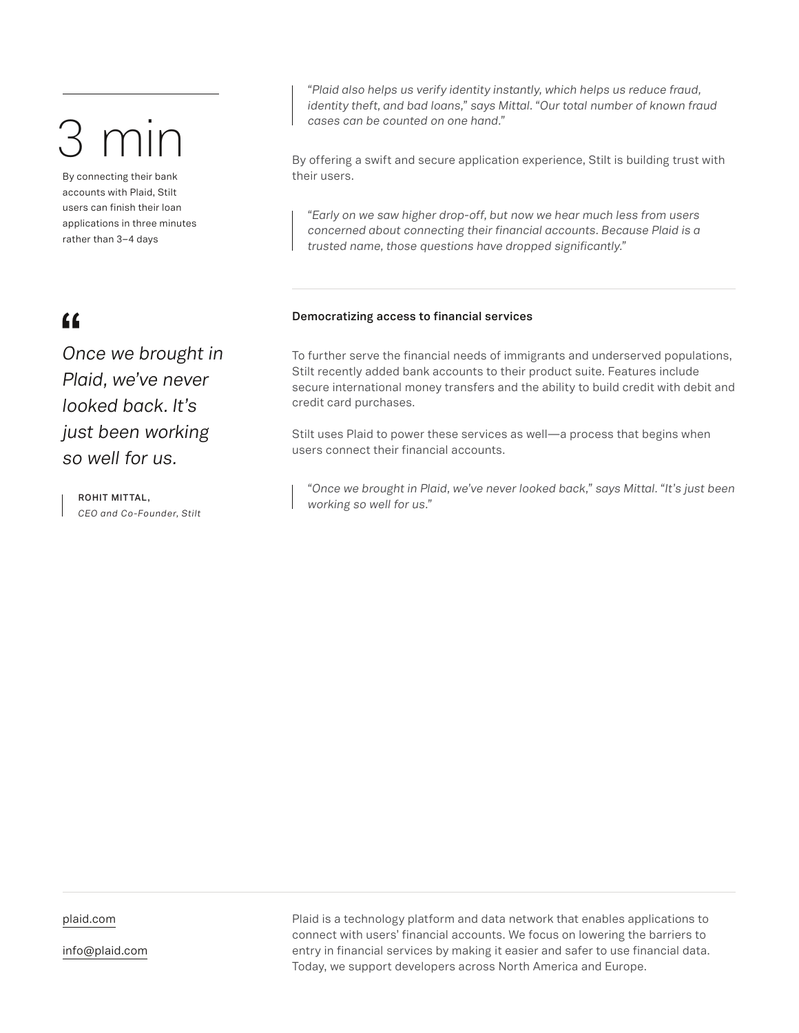3 min

By connecting their bank accounts with Plaid, Stilt users can finish their loan applications in three minutes rather than 3–4 days

> *"Plaid also helps us verify identity instantly, which helps us reduce fraud, identity theft, and bad loans,"* says Mittal. *"Our total number of known fraud cases can be counted on one hand."*

By offering a swift and secure application experience, Stilt is building trust with their users.

> *"Early on we saw higher drop-off, but now we hear much less from users concerned about connecting their financial accounts. Because Plaid is a trusted name, those questions have dropped significantly."*

---

> *Once we brought in Plaid, we've never looked back. It's just been working so well for us.*
>
> ROHIT MITTAL,
> *CEO and Co-Founder, Stilt*

**Democratizing access to financial services**

To further serve the financial needs of immigrants and underserved populations, Stilt recently added bank accounts to their product suite. Features include secure international money transfers and the ability to build credit with debit and credit card purchases.

Stilt uses Plaid to power these services as well—a process that begins when users connect their financial accounts.

> *"Once we brought in Plaid, we've never looked back,"* says Mittal. *"It's just been working so well for us."*

---

plaid.com

info@plaid.com

Plaid is a technology platform and data network that enables applications to connect with users' financial accounts. We focus on lowering the barriers to entry in financial services by making it easier and safer to use financial data. Today, we support developers across North America and Europe.